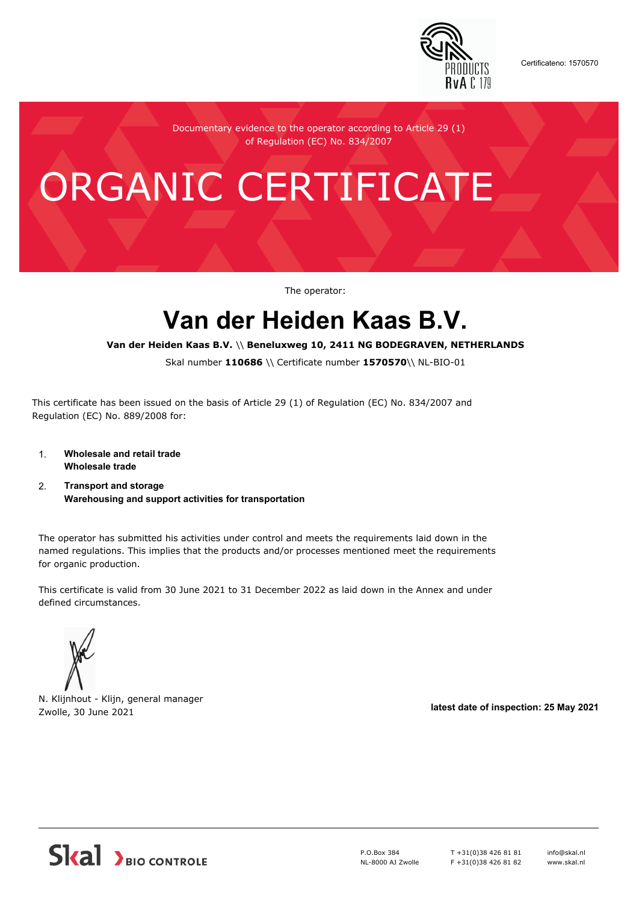Certificateno: 1570570

Documentary evidence to the operator according to Article 29 (1) of Regulation (EC) No. 834/2007

# ORGANIC CERTIFICATE

The operator:

## Van der Heiden Kaas B.V.

**Van der Heiden Kaas B.V.** \\ **Beneluxweg 10, 2411 NG BODEGRAVEN, NETHERLANDS**

Skal number **110686** \\ Certificate number **1570570**\\ NL-BIO-01

This certificate has been issued on the basis of Article 29 (1) of Regulation (EC) No. 834/2007 and Regulation (EC) No. 889/2008 for:

1. **Wholesale and retail trade**
   **Wholesale trade**
2. **Transport and storage**
   **Warehousing and support activities for transportation**

The operator has submitted his activities under control and meets the requirements laid down in the named regulations. This implies that the products and/or processes mentioned meet the requirements for organic production.

This certificate is valid from 30 June 2021 to 31 December 2022 as laid down in the Annex and under defined circumstances.

N. Klijnhout - Klijn, general manager
Zwolle, 30 June 2021

**latest date of inspection: 25 May 2021**

Skal BIO CONTROLE

P.O.Box 384
NL-8000 AJ Zwolle

T +31(0)38 426 81 81
F +31(0)38 426 81 82

info@skal.nl
www.skal.nl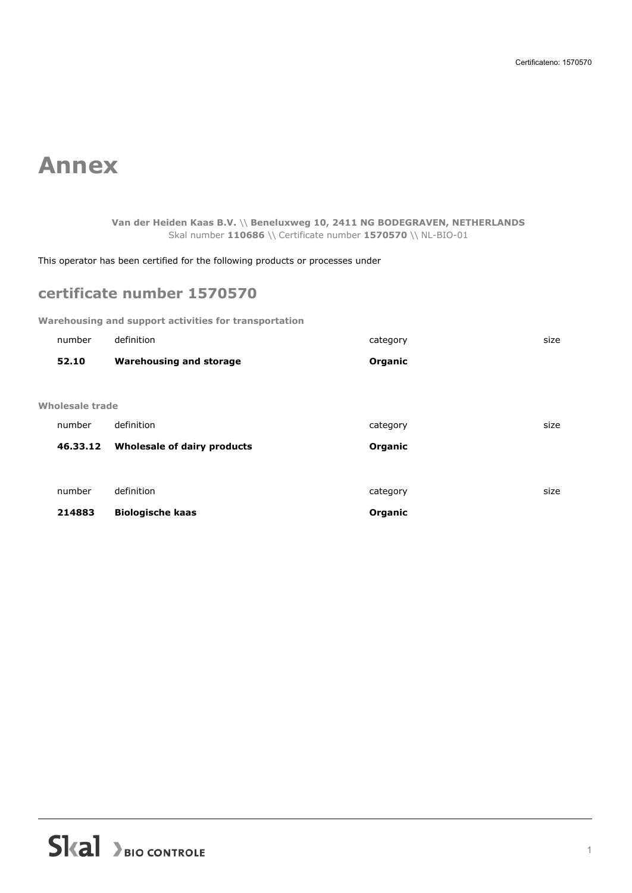# Annex

**Van der Heiden Kaas B.V.** \\ **Beneluxweg 10, 2411 NG BODEGRAVEN, NETHERLANDS**
Skal number **110686** \\ Certificate number **1570570** \\ NL-BIO-01

This operator has been certified for the following products or processes under

## certificate number 1570570

**Warehousing and support activities for transportation**

| number | definition | category | size |
|---|---|---|---|
| **52.10** | **Warehousing and storage** | **Organic** | |

**Wholesale trade**

| number | definition | category | size |
|---|---|---|---|
| **46.33.12** | **Wholesale of dairy products** | **Organic** | |

| number | definition | category | size |
|---|---|---|---|
| **214883** | **Biologische kaas** | **Organic** | |